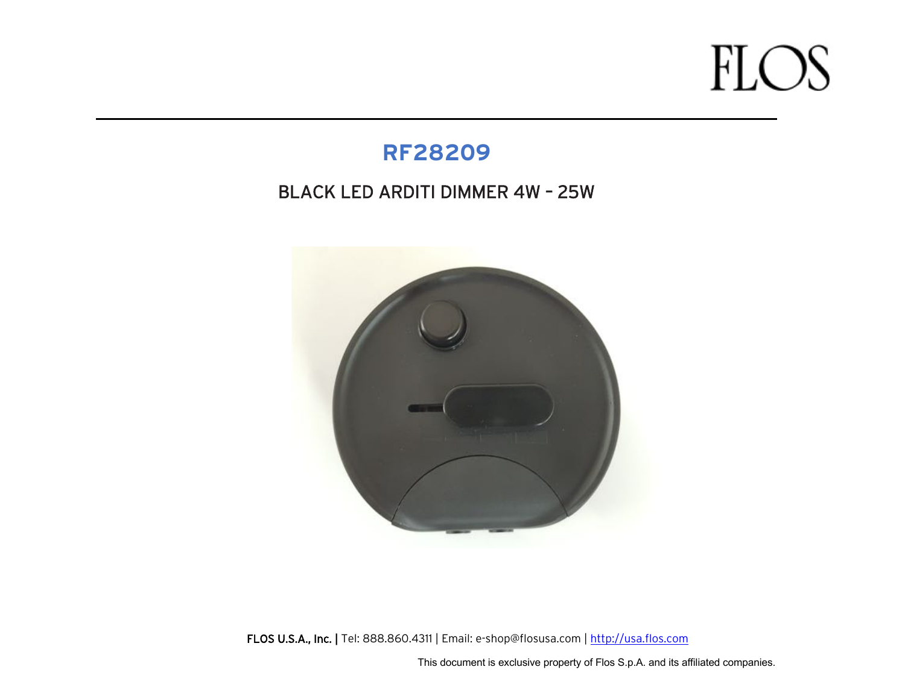# RF28209

## BLACK LED ARDITI DIMMER 4W – 25W

**FLOS U.S.A., Inc.** | Tel: 888.860.4311 | Email: e-shop@flosusa.com | http://usa.flos.com

This document is exclusive property of Flos S.p.A. and its affiliated companies.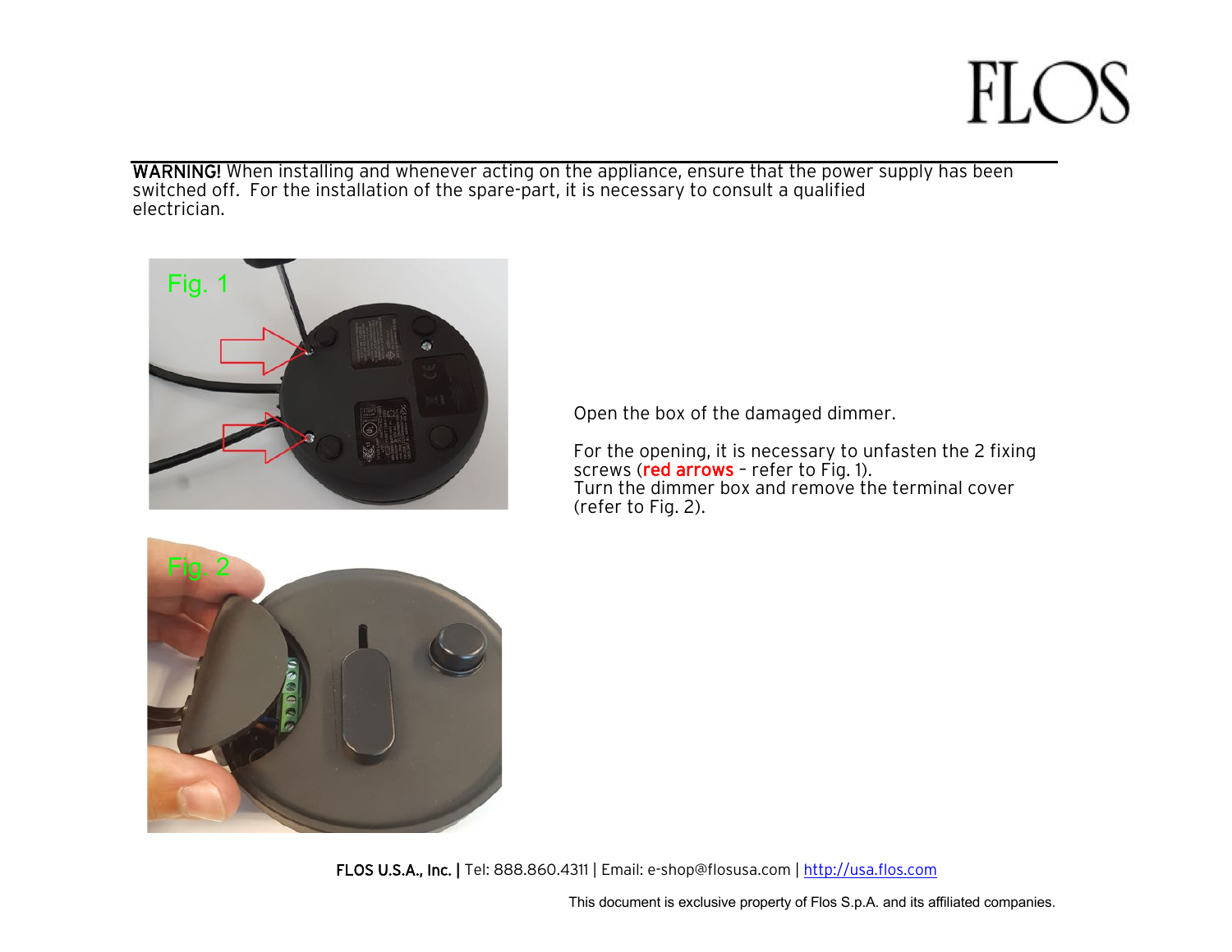**WARNING!** When installing and whenever acting on the appliance, ensure that the power supply has been switched off. For the installation of the spare-part, it is necessary to consult a qualified electrician.

Fig. 1

Fig. 2

Open the box of the damaged dimmer.

For the opening, it is necessary to unfasten the 2 fixing screws (**red arrows** – refer to Fig. 1).
Turn the dimmer box and remove the terminal cover (refer to Fig. 2).

**FLOS U.S.A., Inc.** | Tel: 888.860.4311 | Email: e-shop@flosusa.com | http://usa.flos.com

This document is exclusive property of Flos S.p.A. and its affiliated companies.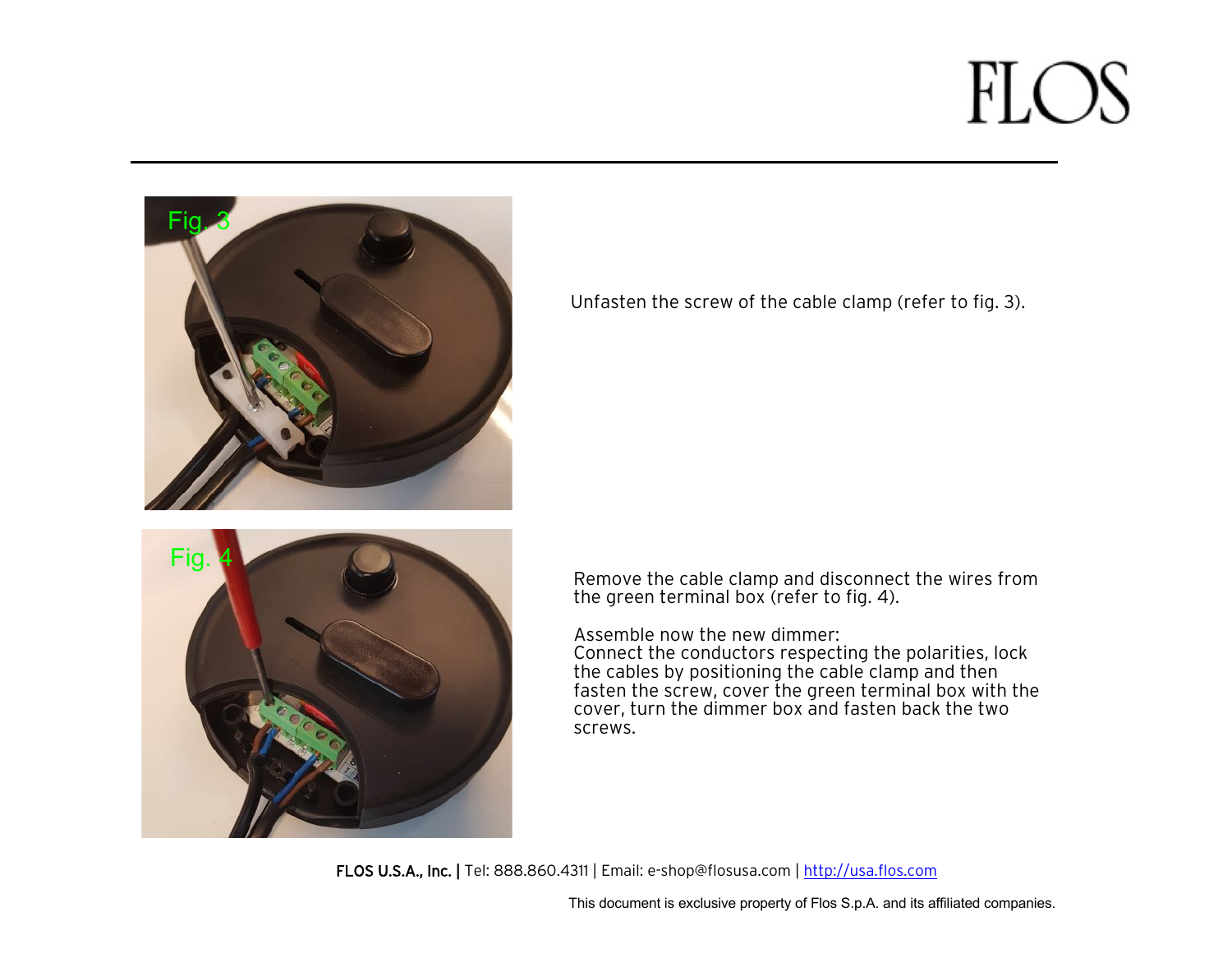Fig. 3

Unfasten the screw of the cable clamp (refer to fig. 3).

Fig. 4

Remove the cable clamp and disconnect the wires from the green terminal box (refer to fig. 4).

Assemble now the new dimmer:
Connect the conductors respecting the polarities, lock the cables by positioning the cable clamp and then fasten the screw, cover the green terminal box with the cover, turn the dimmer box and fasten back the two screws.

**FLOS U.S.A., Inc.** | Tel: 888.860.4311 | Email: e-shop@flosusa.com | http://usa.flos.com

This document is exclusive property of Flos S.p.A. and its affiliated companies.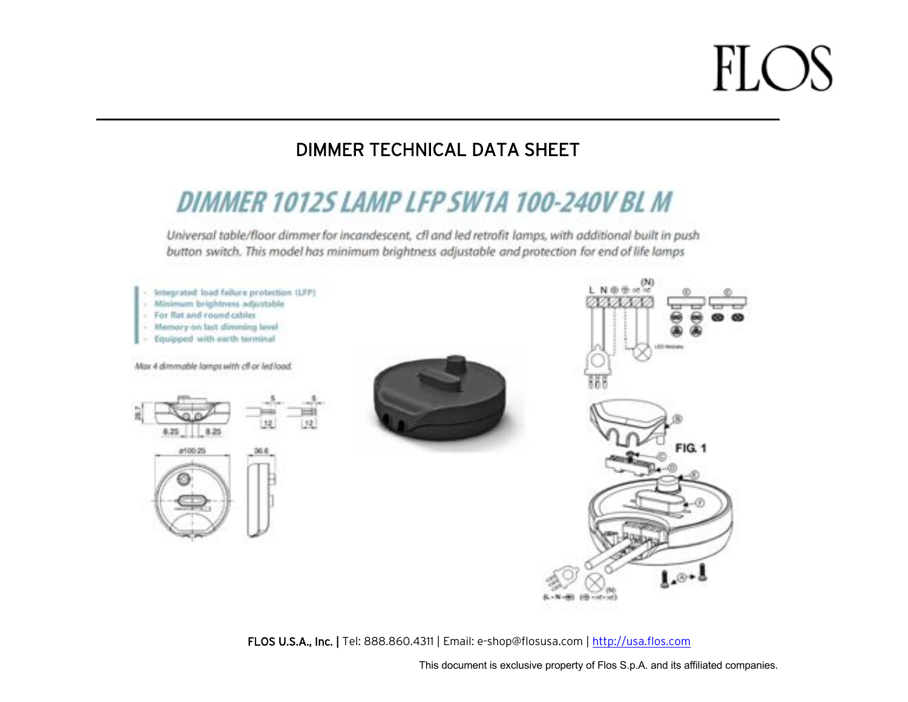# DIMMER TECHNICAL DATA SHEET

## DIMMER 1012S LAMP LFP SW1A 100-240V BL M

*Universal table/floor dimmer for incandescent, cfl and led retrofit lamps, with additional built in push button switch. This model has minimum brightness adjustable and protection for end of life lamps*

- Integrated load failure protection (LFP)
- Minimum brightness adjustable
- For flat and round cables
- Memory on last dimming level
- Equipped with earth terminal

*Max 4 dimmable lamps with cfl or led load*

FLOS U.S.A., Inc. | Tel: 888.860.4311 | Email: e-shop@flosusa.com | http://usa.flos.com

This document is exclusive property of Flos S.p.A. and its affiliated companies.